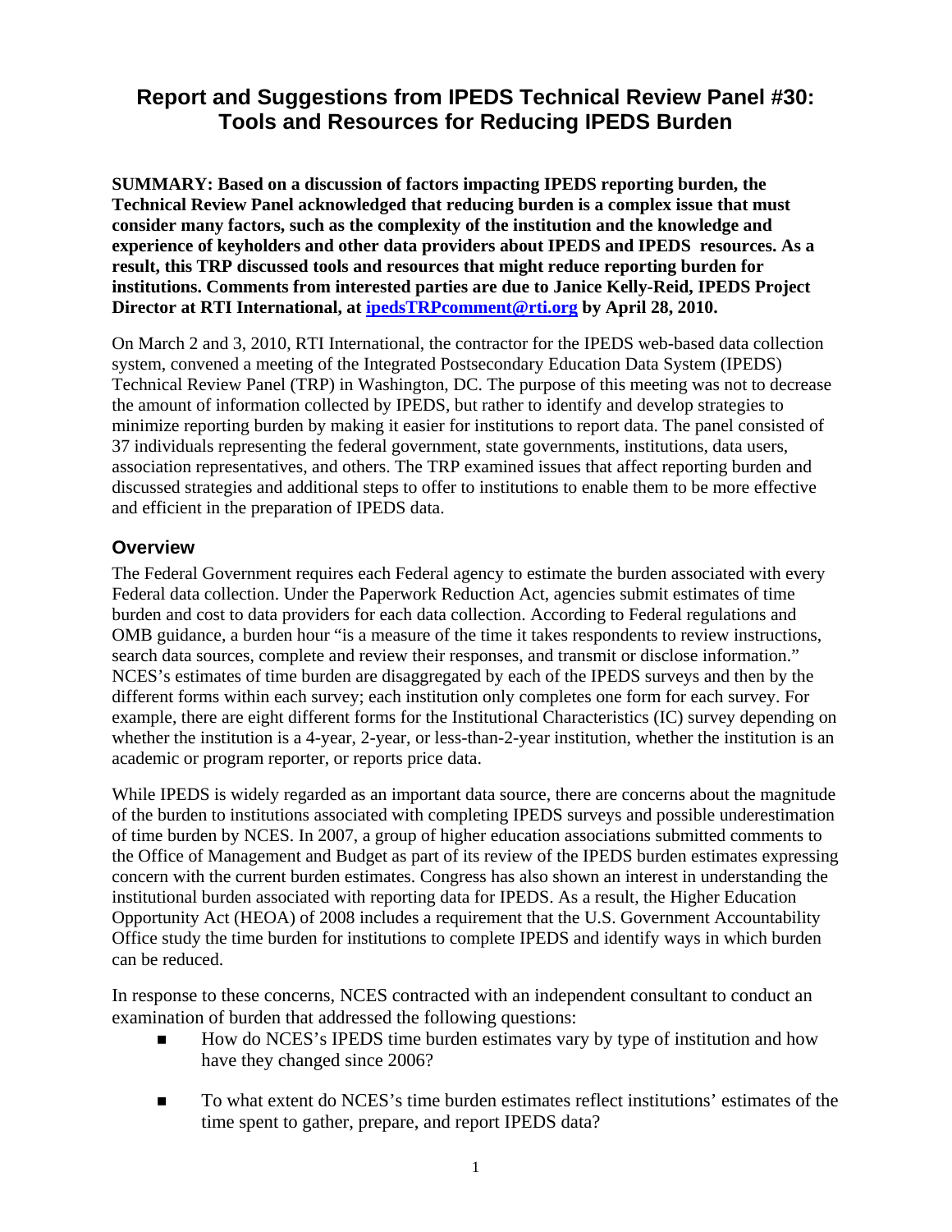# Report and Suggestions from IPEDS Technical Review Panel #30: Tools and Resources for Reducing IPEDS Burden

**SUMMARY: Based on a discussion of factors impacting IPEDS reporting burden, the Technical Review Panel acknowledged that reducing burden is a complex issue that must consider many factors, such as the complexity of the institution and the knowledge and experience of keyholders and other data providers about IPEDS and IPEDS resources. As a result, this TRP discussed tools and resources that might reduce reporting burden for institutions. Comments from interested parties are due to Janice Kelly-Reid, IPEDS Project Director at RTI International, at [ipedsTRPcomment@rti.org](mailto:ipedsTRPcomment@rti.org) by April 28, 2010.**

On March 2 and 3, 2010, RTI International, the contractor for the IPEDS web-based data collection system, convened a meeting of the Integrated Postsecondary Education Data System (IPEDS) Technical Review Panel (TRP) in Washington, DC. The purpose of this meeting was not to decrease the amount of information collected by IPEDS, but rather to identify and develop strategies to minimize reporting burden by making it easier for institutions to report data. The panel consisted of 37 individuals representing the federal government, state governments, institutions, data users, association representatives, and others. The TRP examined issues that affect reporting burden and discussed strategies and additional steps to offer to institutions to enable them to be more effective and efficient in the preparation of IPEDS data.

## Overview

The Federal Government requires each Federal agency to estimate the burden associated with every Federal data collection. Under the Paperwork Reduction Act, agencies submit estimates of time burden and cost to data providers for each data collection. According to Federal regulations and OMB guidance, a burden hour "is a measure of the time it takes respondents to review instructions, search data sources, complete and review their responses, and transmit or disclose information." NCES's estimates of time burden are disaggregated by each of the IPEDS surveys and then by the different forms within each survey; each institution only completes one form for each survey. For example, there are eight different forms for the Institutional Characteristics (IC) survey depending on whether the institution is a 4-year, 2-year, or less-than-2-year institution, whether the institution is an academic or program reporter, or reports price data.

While IPEDS is widely regarded as an important data source, there are concerns about the magnitude of the burden to institutions associated with completing IPEDS surveys and possible underestimation of time burden by NCES. In 2007, a group of higher education associations submitted comments to the Office of Management and Budget as part of its review of the IPEDS burden estimates expressing concern with the current burden estimates. Congress has also shown an interest in understanding the institutional burden associated with reporting data for IPEDS. As a result, the Higher Education Opportunity Act (HEOA) of 2008 includes a requirement that the U.S. Government Accountability Office study the time burden for institutions to complete IPEDS and identify ways in which burden can be reduced.

In response to these concerns, NCES contracted with an independent consultant to conduct an examination of burden that addressed the following questions:

- How do NCES's IPEDS time burden estimates vary by type of institution and how have they changed since 2006?
- To what extent do NCES's time burden estimates reflect institutions' estimates of the time spent to gather, prepare, and report IPEDS data?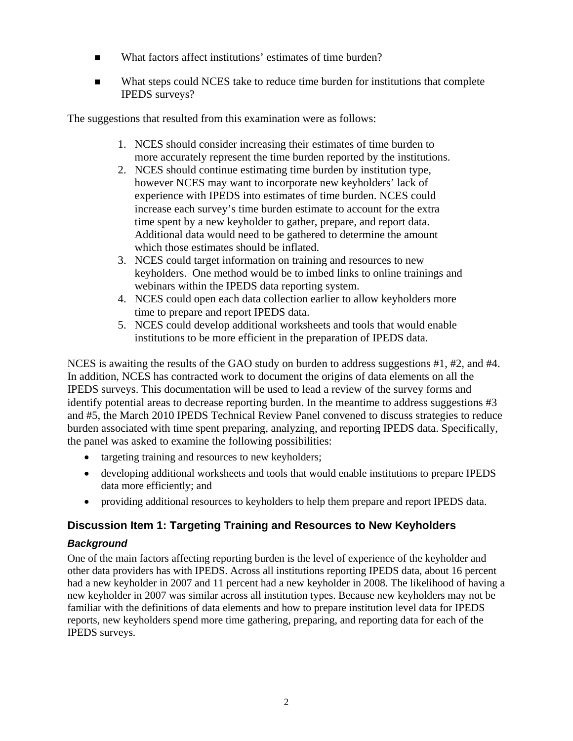- What factors affect institutions' estimates of time burden?
- What steps could NCES take to reduce time burden for institutions that complete IPEDS surveys?

The suggestions that resulted from this examination were as follows:

1. NCES should consider increasing their estimates of time burden to more accurately represent the time burden reported by the institutions.
2. NCES should continue estimating time burden by institution type, however NCES may want to incorporate new keyholders' lack of experience with IPEDS into estimates of time burden. NCES could increase each survey's time burden estimate to account for the extra time spent by a new keyholder to gather, prepare, and report data. Additional data would need to be gathered to determine the amount which those estimates should be inflated.
3. NCES could target information on training and resources to new keyholders. One method would be to imbed links to online trainings and webinars within the IPEDS data reporting system.
4. NCES could open each data collection earlier to allow keyholders more time to prepare and report IPEDS data.
5. NCES could develop additional worksheets and tools that would enable institutions to be more efficient in the preparation of IPEDS data.

NCES is awaiting the results of the GAO study on burden to address suggestions #1, #2, and #4. In addition, NCES has contracted work to document the origins of data elements on all the IPEDS surveys. This documentation will be used to lead a review of the survey forms and identify potential areas to decrease reporting burden. In the meantime to address suggestions #3 and #5, the March 2010 IPEDS Technical Review Panel convened to discuss strategies to reduce burden associated with time spent preparing, analyzing, and reporting IPEDS data. Specifically, the panel was asked to examine the following possibilities:

- targeting training and resources to new keyholders;
- developing additional worksheets and tools that would enable institutions to prepare IPEDS data more efficiently; and
- providing additional resources to keyholders to help them prepare and report IPEDS data.

## Discussion Item 1: Targeting Training and Resources to New Keyholders

### *Background*

One of the main factors affecting reporting burden is the level of experience of the keyholder and other data providers has with IPEDS. Across all institutions reporting IPEDS data, about 16 percent had a new keyholder in 2007 and 11 percent had a new keyholder in 2008. The likelihood of having a new keyholder in 2007 was similar across all institution types. Because new keyholders may not be familiar with the definitions of data elements and how to prepare institution level data for IPEDS reports, new keyholders spend more time gathering, preparing, and reporting data for each of the IPEDS surveys.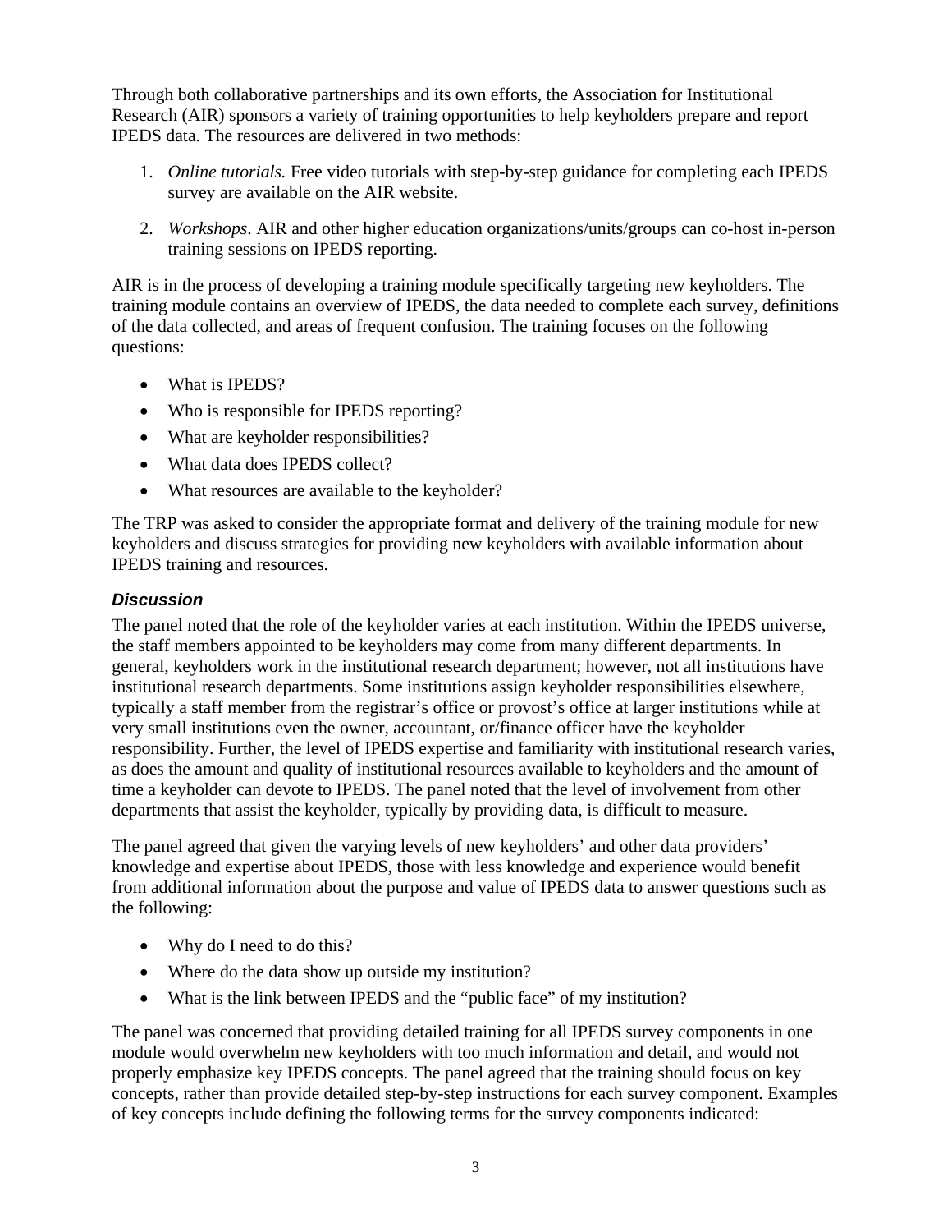Through both collaborative partnerships and its own efforts, the Association for Institutional Research (AIR) sponsors a variety of training opportunities to help keyholders prepare and report IPEDS data. The resources are delivered in two methods:

1. *Online tutorials.* Free video tutorials with step-by-step guidance for completing each IPEDS survey are available on the AIR website.

2. *Workshops*. AIR and other higher education organizations/units/groups can co-host in-person training sessions on IPEDS reporting.

AIR is in the process of developing a training module specifically targeting new keyholders. The training module contains an overview of IPEDS, the data needed to complete each survey, definitions of the data collected, and areas of frequent confusion. The training focuses on the following questions:

- What is IPEDS?
- Who is responsible for IPEDS reporting?
- What are keyholder responsibilities?
- What data does IPEDS collect?
- What resources are available to the keyholder?

The TRP was asked to consider the appropriate format and delivery of the training module for new keyholders and discuss strategies for providing new keyholders with available information about IPEDS training and resources.

### *Discussion*

The panel noted that the role of the keyholder varies at each institution. Within the IPEDS universe, the staff members appointed to be keyholders may come from many different departments. In general, keyholders work in the institutional research department; however, not all institutions have institutional research departments. Some institutions assign keyholder responsibilities elsewhere, typically a staff member from the registrar's office or provost's office at larger institutions while at very small institutions even the owner, accountant, or/finance officer have the keyholder responsibility. Further, the level of IPEDS expertise and familiarity with institutional research varies, as does the amount and quality of institutional resources available to keyholders and the amount of time a keyholder can devote to IPEDS. The panel noted that the level of involvement from other departments that assist the keyholder, typically by providing data, is difficult to measure.

The panel agreed that given the varying levels of new keyholders' and other data providers' knowledge and expertise about IPEDS, those with less knowledge and experience would benefit from additional information about the purpose and value of IPEDS data to answer questions such as the following:

- Why do I need to do this?
- Where do the data show up outside my institution?
- What is the link between IPEDS and the "public face" of my institution?

The panel was concerned that providing detailed training for all IPEDS survey components in one module would overwhelm new keyholders with too much information and detail, and would not properly emphasize key IPEDS concepts. The panel agreed that the training should focus on key concepts, rather than provide detailed step-by-step instructions for each survey component. Examples of key concepts include defining the following terms for the survey components indicated: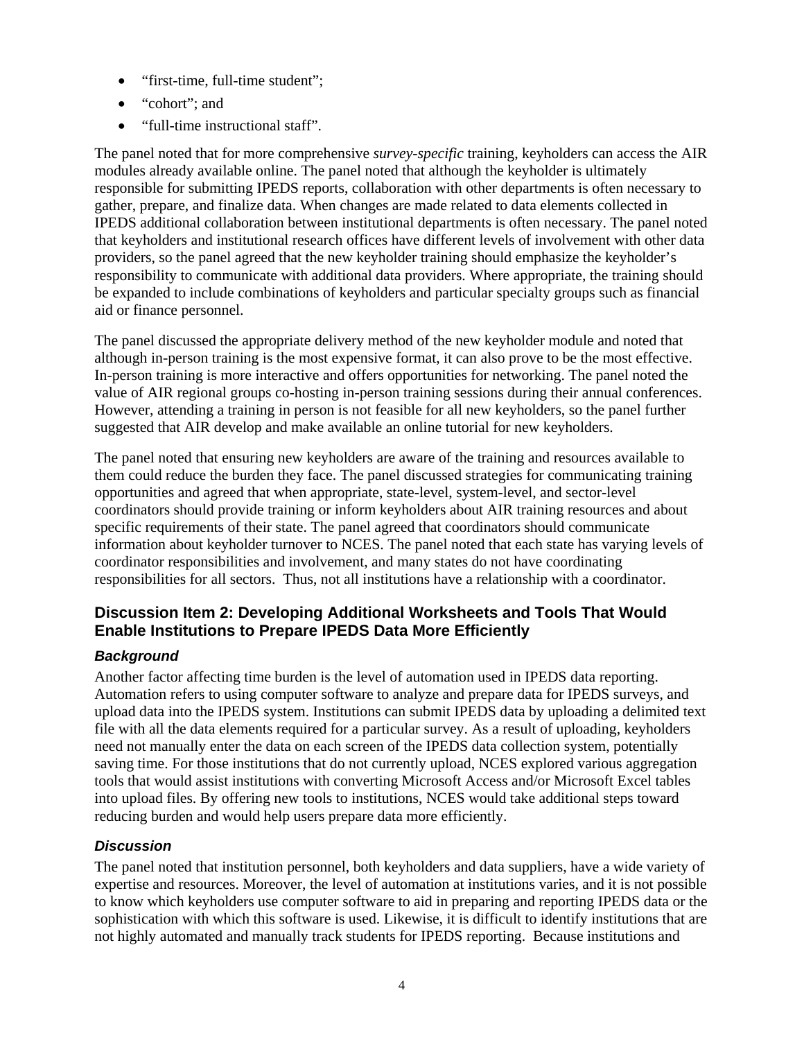- "first-time, full-time student";
- "cohort"; and
- "full-time instructional staff".

The panel noted that for more comprehensive *survey-specific* training, keyholders can access the AIR modules already available online. The panel noted that although the keyholder is ultimately responsible for submitting IPEDS reports, collaboration with other departments is often necessary to gather, prepare, and finalize data. When changes are made related to data elements collected in IPEDS additional collaboration between institutional departments is often necessary. The panel noted that keyholders and institutional research offices have different levels of involvement with other data providers, so the panel agreed that the new keyholder training should emphasize the keyholder's responsibility to communicate with additional data providers. Where appropriate, the training should be expanded to include combinations of keyholders and particular specialty groups such as financial aid or finance personnel.

The panel discussed the appropriate delivery method of the new keyholder module and noted that although in-person training is the most expensive format, it can also prove to be the most effective. In-person training is more interactive and offers opportunities for networking. The panel noted the value of AIR regional groups co-hosting in-person training sessions during their annual conferences. However, attending a training in person is not feasible for all new keyholders, so the panel further suggested that AIR develop and make available an online tutorial for new keyholders.

The panel noted that ensuring new keyholders are aware of the training and resources available to them could reduce the burden they face. The panel discussed strategies for communicating training opportunities and agreed that when appropriate, state-level, system-level, and sector-level coordinators should provide training or inform keyholders about AIR training resources and about specific requirements of their state. The panel agreed that coordinators should communicate information about keyholder turnover to NCES. The panel noted that each state has varying levels of coordinator responsibilities and involvement, and many states do not have coordinating responsibilities for all sectors. Thus, not all institutions have a relationship with a coordinator.

## Discussion Item 2: Developing Additional Worksheets and Tools That Would Enable Institutions to Prepare IPEDS Data More Efficiently

### *Background*

Another factor affecting time burden is the level of automation used in IPEDS data reporting. Automation refers to using computer software to analyze and prepare data for IPEDS surveys, and upload data into the IPEDS system. Institutions can submit IPEDS data by uploading a delimited text file with all the data elements required for a particular survey. As a result of uploading, keyholders need not manually enter the data on each screen of the IPEDS data collection system, potentially saving time. For those institutions that do not currently upload, NCES explored various aggregation tools that would assist institutions with converting Microsoft Access and/or Microsoft Excel tables into upload files. By offering new tools to institutions, NCES would take additional steps toward reducing burden and would help users prepare data more efficiently.

### *Discussion*

The panel noted that institution personnel, both keyholders and data suppliers, have a wide variety of expertise and resources. Moreover, the level of automation at institutions varies, and it is not possible to know which keyholders use computer software to aid in preparing and reporting IPEDS data or the sophistication with which this software is used. Likewise, it is difficult to identify institutions that are not highly automated and manually track students for IPEDS reporting. Because institutions and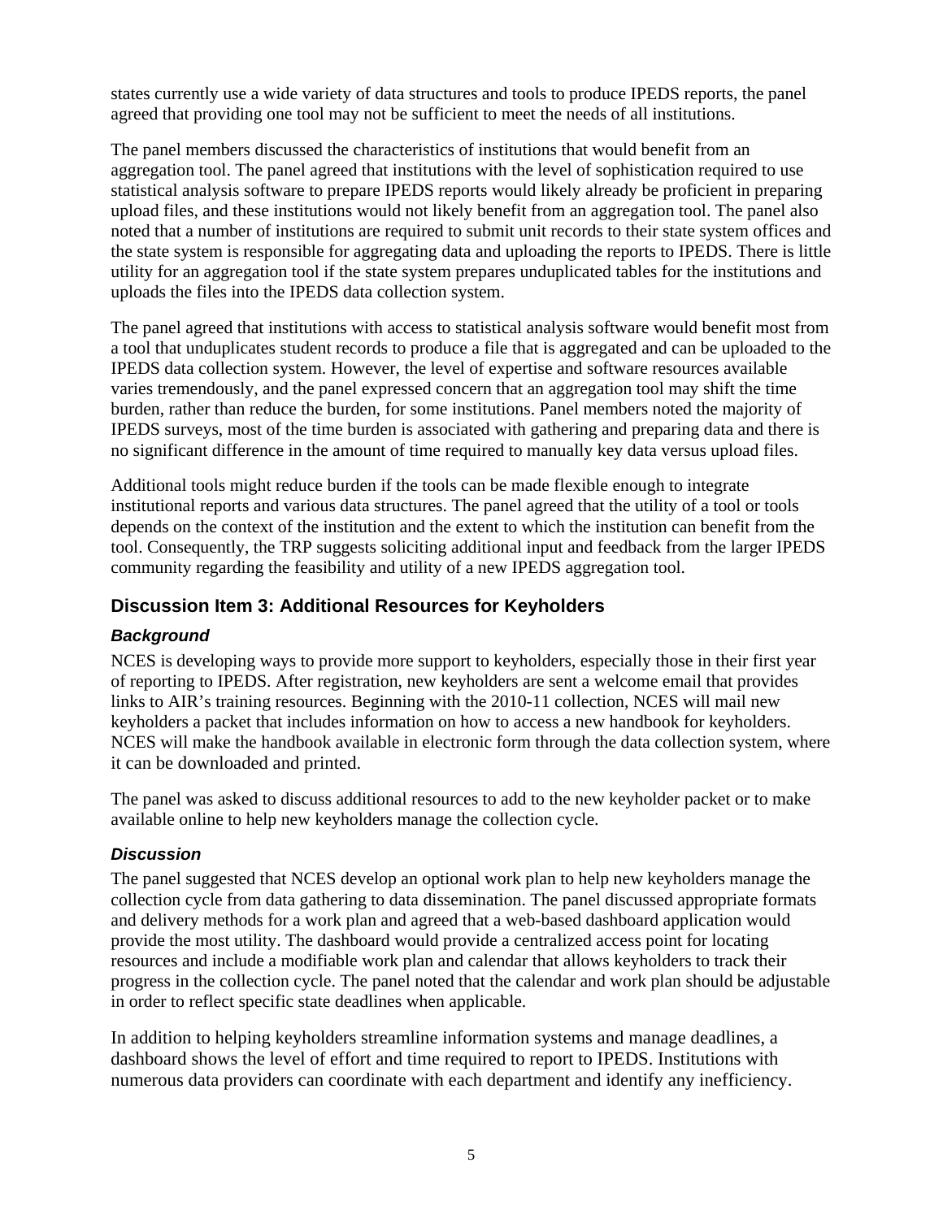states currently use a wide variety of data structures and tools to produce IPEDS reports, the panel agreed that providing one tool may not be sufficient to meet the needs of all institutions.

The panel members discussed the characteristics of institutions that would benefit from an aggregation tool. The panel agreed that institutions with the level of sophistication required to use statistical analysis software to prepare IPEDS reports would likely already be proficient in preparing upload files, and these institutions would not likely benefit from an aggregation tool. The panel also noted that a number of institutions are required to submit unit records to their state system offices and the state system is responsible for aggregating data and uploading the reports to IPEDS. There is little utility for an aggregation tool if the state system prepares unduplicated tables for the institutions and uploads the files into the IPEDS data collection system.

The panel agreed that institutions with access to statistical analysis software would benefit most from a tool that unduplicates student records to produce a file that is aggregated and can be uploaded to the IPEDS data collection system. However, the level of expertise and software resources available varies tremendously, and the panel expressed concern that an aggregation tool may shift the time burden, rather than reduce the burden, for some institutions. Panel members noted the majority of IPEDS surveys, most of the time burden is associated with gathering and preparing data and there is no significant difference in the amount of time required to manually key data versus upload files.

Additional tools might reduce burden if the tools can be made flexible enough to integrate institutional reports and various data structures. The panel agreed that the utility of a tool or tools depends on the context of the institution and the extent to which the institution can benefit from the tool. Consequently, the TRP suggests soliciting additional input and feedback from the larger IPEDS community regarding the feasibility and utility of a new IPEDS aggregation tool.

## Discussion Item 3: Additional Resources for Keyholders

### *Background*

NCES is developing ways to provide more support to keyholders, especially those in their first year of reporting to IPEDS. After registration, new keyholders are sent a welcome email that provides links to AIR's training resources. Beginning with the 2010-11 collection, NCES will mail new keyholders a packet that includes information on how to access a new handbook for keyholders. NCES will make the handbook available in electronic form through the data collection system, where it can be downloaded and printed.

The panel was asked to discuss additional resources to add to the new keyholder packet or to make available online to help new keyholders manage the collection cycle.

### *Discussion*

The panel suggested that NCES develop an optional work plan to help new keyholders manage the collection cycle from data gathering to data dissemination. The panel discussed appropriate formats and delivery methods for a work plan and agreed that a web-based dashboard application would provide the most utility. The dashboard would provide a centralized access point for locating resources and include a modifiable work plan and calendar that allows keyholders to track their progress in the collection cycle. The panel noted that the calendar and work plan should be adjustable in order to reflect specific state deadlines when applicable.

In addition to helping keyholders streamline information systems and manage deadlines, a dashboard shows the level of effort and time required to report to IPEDS. Institutions with numerous data providers can coordinate with each department and identify any inefficiency.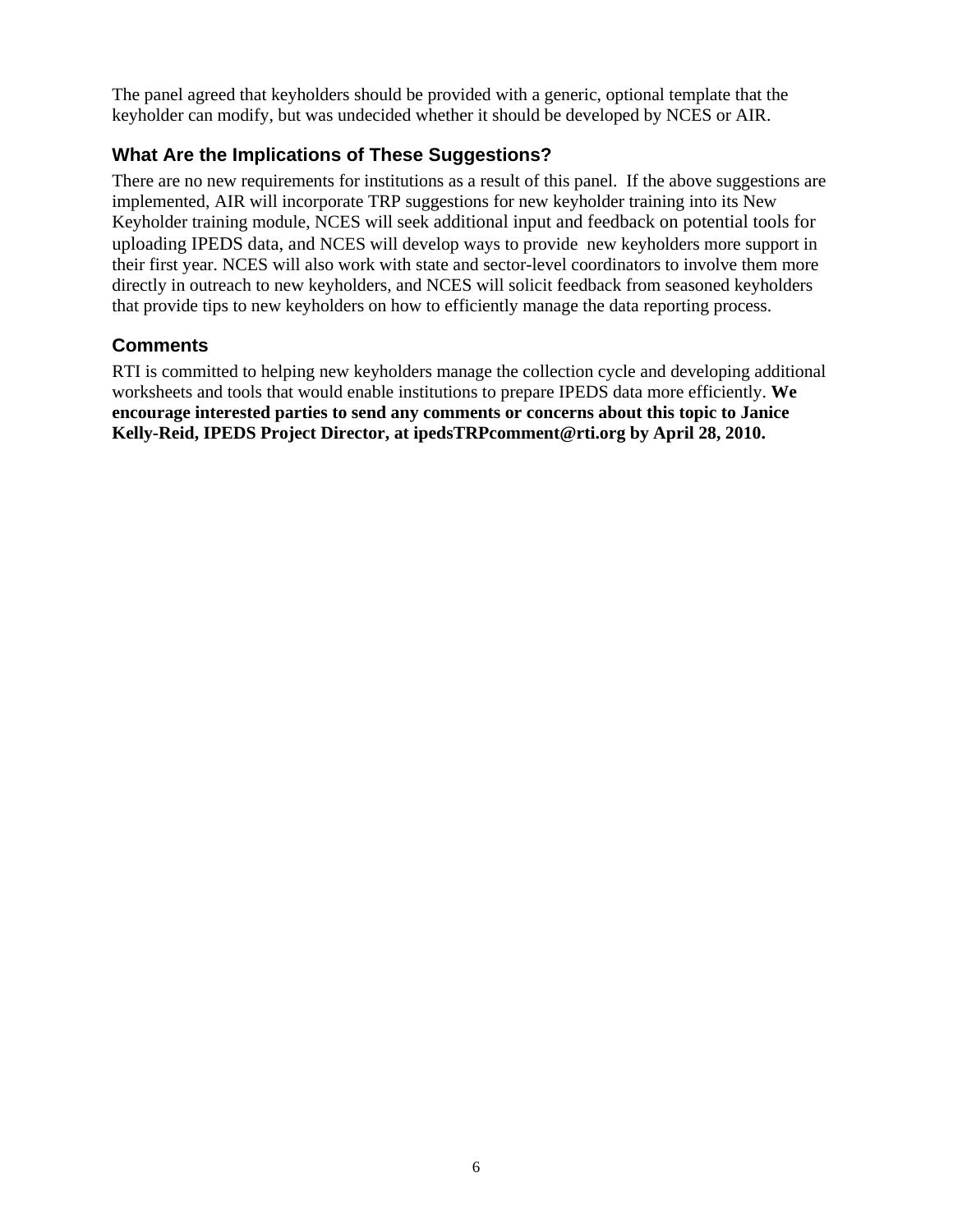The panel agreed that keyholders should be provided with a generic, optional template that the keyholder can modify, but was undecided whether it should be developed by NCES or AIR.

## What Are the Implications of These Suggestions?

There are no new requirements for institutions as a result of this panel. If the above suggestions are implemented, AIR will incorporate TRP suggestions for new keyholder training into its New Keyholder training module, NCES will seek additional input and feedback on potential tools for uploading IPEDS data, and NCES will develop ways to provide new keyholders more support in their first year. NCES will also work with state and sector-level coordinators to involve them more directly in outreach to new keyholders, and NCES will solicit feedback from seasoned keyholders that provide tips to new keyholders on how to efficiently manage the data reporting process.

## Comments

RTI is committed to helping new keyholders manage the collection cycle and developing additional worksheets and tools that would enable institutions to prepare IPEDS data more efficiently. **We encourage interested parties to send any comments or concerns about this topic to Janice Kelly-Reid, IPEDS Project Director, at ipedsTRPcomment@rti.org by April 28, 2010.**